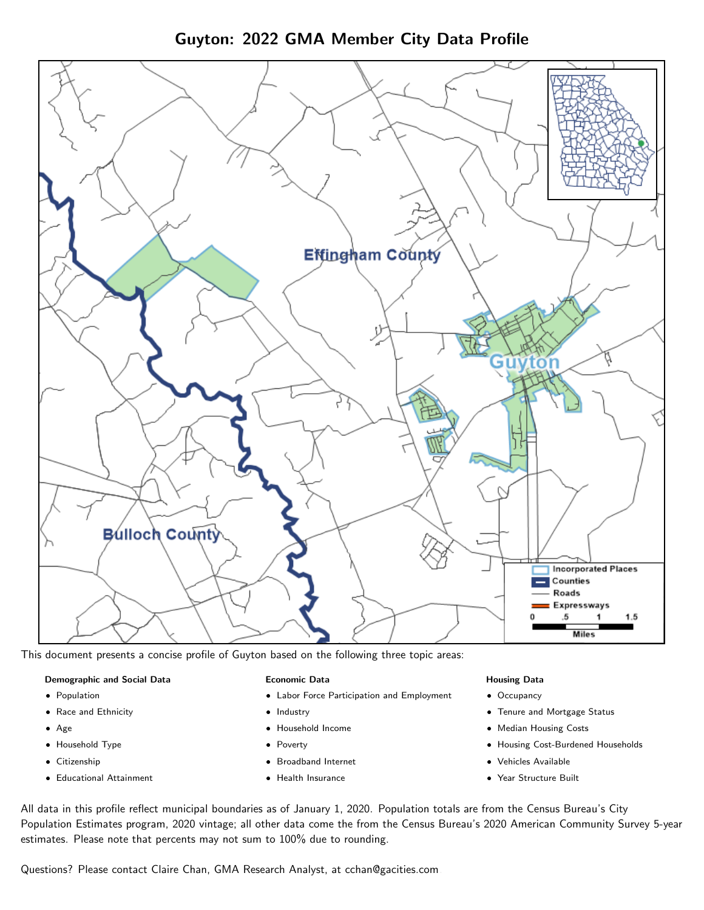# Guyton: 2022 GMA Member City Data Profile

This document presents a concise profile of Guyton based on the following three topic areas:

**Demographic and Social Data**

- Population
- Race and Ethnicity
- Age
- Household Type
- Citizenship
- Educational Attainment

**Economic Data**

- Labor Force Participation and Employment
- Industry
- Household Income
- Poverty
- Broadband Internet
- Health Insurance

**Housing Data**

- Occupancy
- Tenure and Mortgage Status
- Median Housing Costs
- Housing Cost-Burdened Households
- Vehicles Available
- Year Structure Built

All data in this profile reflect municipal boundaries as of January 1, 2020. Population totals are from the Census Bureau's City Population Estimates program, 2020 vintage; all other data come the from the Census Bureau's 2020 American Community Survey 5-year estimates. Please note that percents may not sum to 100% due to rounding.

Questions? Please contact Claire Chan, GMA Research Analyst, at cchan@gacities.com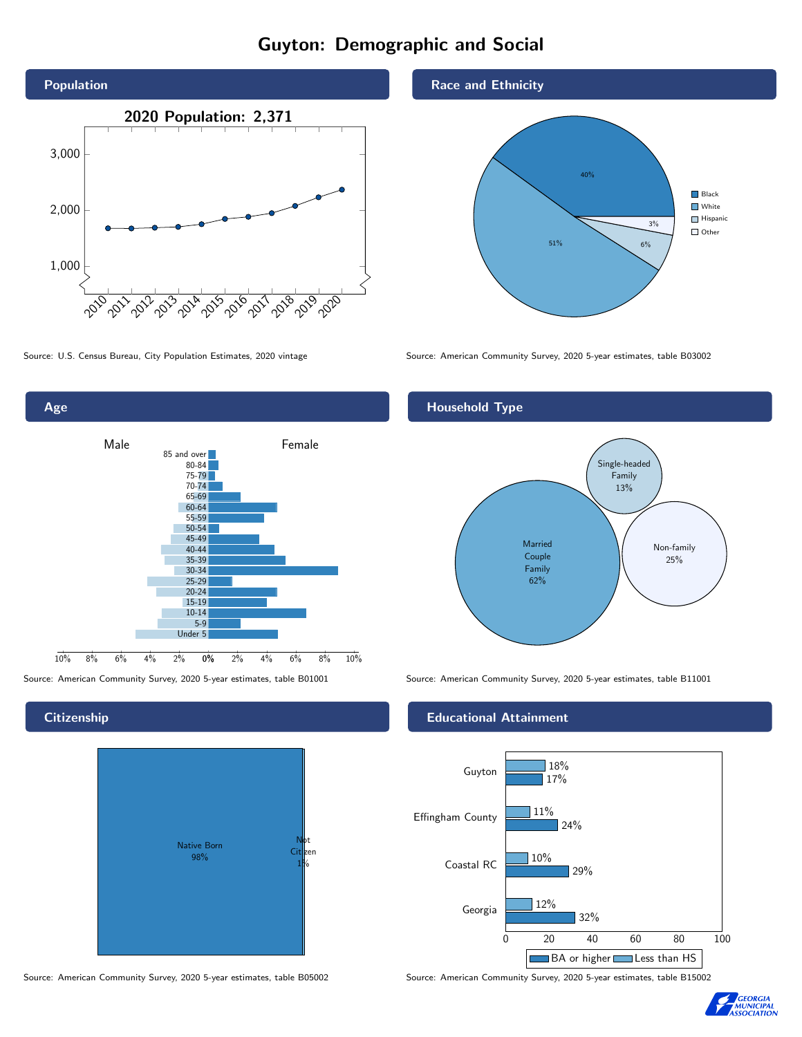# Guyton: Demographic and Social

## Population

2020 Population: 2,371

Source: U.S. Census Bureau, City Population Estimates, 2020 vintage

## Race and Ethnicity

| Race/Ethnicity | Percent |
|---|---|
| Black | 40% |
| White | 51% |
| Hispanic | 6% |
| Other | 3% |

Source: American Community Survey, 2020 5-year estimates, table B03002

## Age

Source: American Community Survey, 2020 5-year estimates, table B01001

## Household Type

| Household Type | Percent |
|---|---|
| Married Couple Family | 62% |
| Single-headed Family | 13% |
| Non-family | 25% |

Source: American Community Survey, 2020 5-year estimates, table B11001

## Citizenship

| Citizenship | Percent |
|---|---|
| Native Born | 98% |
| Not Citizen | 1% |

Source: American Community Survey, 2020 5-year estimates, table B05002

## Educational Attainment

| Area | Less than HS | BA or higher |
|---|---|---|
| Guyton | 18% | 17% |
| Effingham County | 11% | 24% |
| Coastal RC | 10% | 29% |
| Georgia | 12% | 32% |

Source: American Community Survey, 2020 5-year estimates, table B15002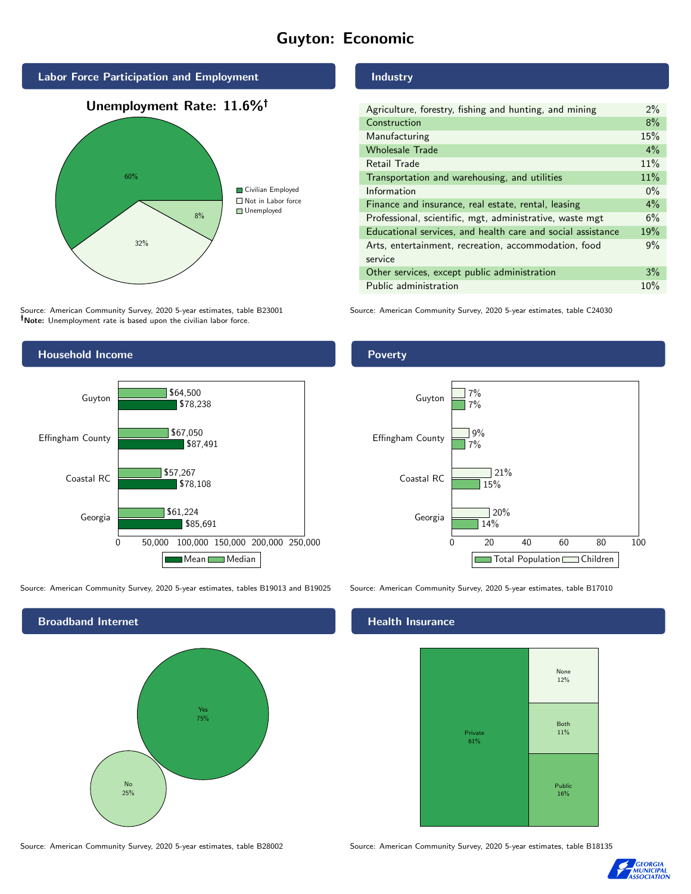# Guyton: Economic

## Labor Force Participation and Employment

**Unemployment Rate: 11.6%†**

| Category | Percent |
|---|---|
| Civilian Employed | 60% |
| Not in Labor force | 32% |
| Unemployed | 8% |

Source: American Community Survey, 2020 5-year estimates, table B23001
**†Note:** Unemployment rate is based upon the civilian labor force.

## Industry

| Industry | Percent |
|---|---|
| Agriculture, forestry, fishing and hunting, and mining | 2% |
| Construction | 8% |
| Manufacturing | 15% |
| Wholesale Trade | 4% |
| Retail Trade | 11% |
| Transportation and warehousing, and utilities | 11% |
| Information | 0% |
| Finance and insurance, real estate, rental, leasing | 4% |
| Professional, scientific, mgt, administrative, waste mgt | 6% |
| Educational services, and health care and social assistance | 19% |
| Arts, entertainment, recreation, accommodation, food service | 9% |
| Other services, except public administration | 3% |
| Public administration | 10% |

Source: American Community Survey, 2020 5-year estimates, table C24030

## Household Income

| Area | Median | Mean |
|---|---|---|
| Guyton | $64,500 | $78,238 |
| Effingham County | $67,050 | $87,491 |
| Coastal RC | $57,267 | $78,108 |
| Georgia | $61,224 | $85,691 |

Source: American Community Survey, 2020 5-year estimates, tables B19013 and B19025

## Poverty

| Area | Children | Total Population |
|---|---|---|
| Guyton | 7% | 7% |
| Effingham County | 9% | 7% |
| Coastal RC | 21% | 15% |
| Georgia | 20% | 14% |

Source: American Community Survey, 2020 5-year estimates, table B17010

## Broadband Internet

| Response | Percent |
|---|---|
| Yes | 75% |
| No | 25% |

Source: American Community Survey, 2020 5-year estimates, table B28002

## Health Insurance

| Type | Percent |
|---|---|
| Private | 61% |
| None | 12% |
| Both | 11% |
| Public | 16% |

Source: American Community Survey, 2020 5-year estimates, table B18135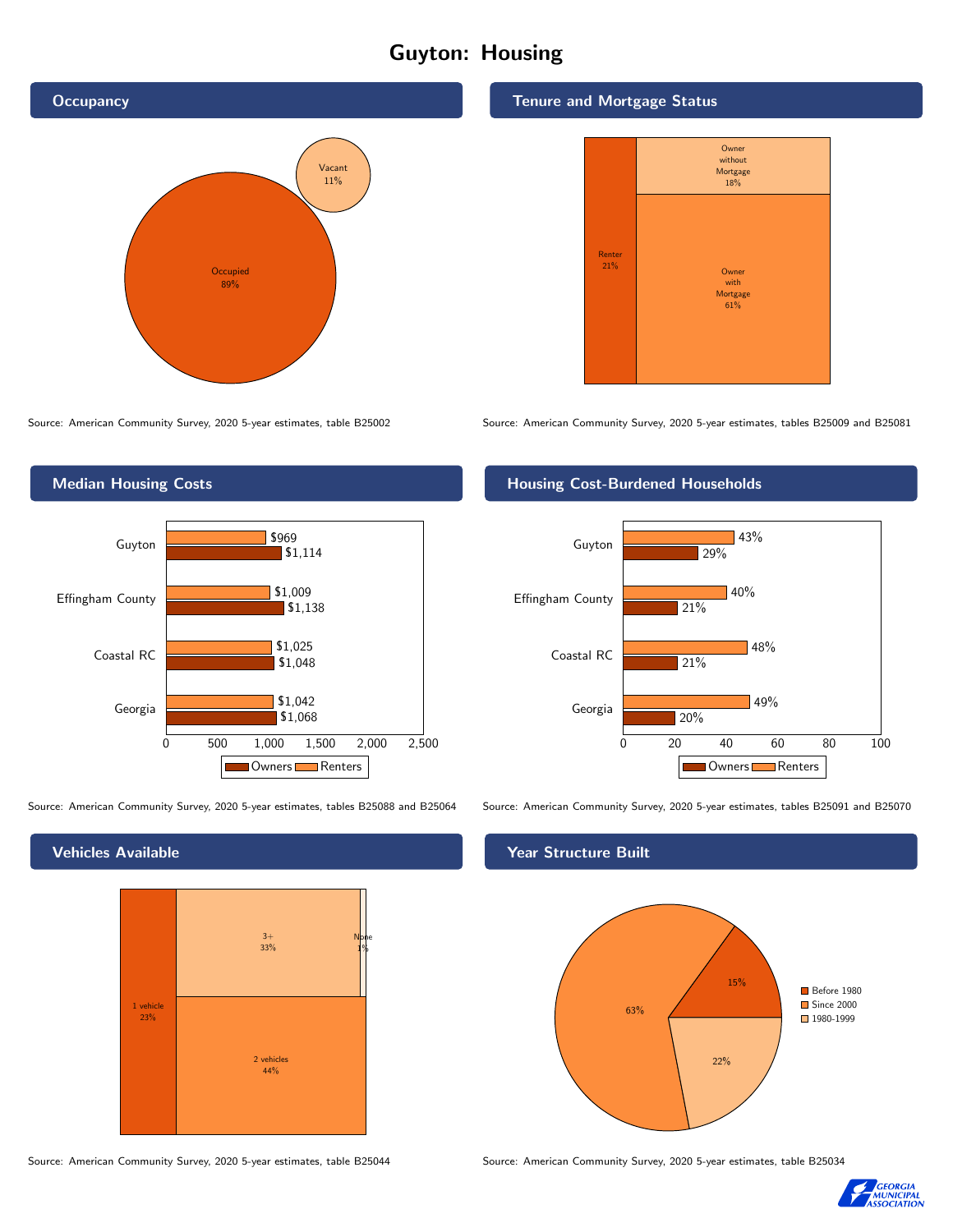# Guyton: Housing

## Occupancy

Vacant
11%

Occupied
89%

Source: American Community Survey, 2020 5-year estimates, table B25002

## Tenure and Mortgage Status

Owner
without
Mortgage
18%

Renter
21%

Owner
with
Mortgage
61%

Source: American Community Survey, 2020 5-year estimates, tables B25009 and B25081

## Median Housing Costs

Guyton
$969
$1,114

Effingham County
$1,009
$1,138

Coastal RC
$1,025
$1,048

Georgia
$1,042
$1,068

0 500 1,000 1,500 2,000 2,500

Owners Renters

Source: American Community Survey, 2020 5-year estimates, tables B25088 and B25064

## Housing Cost-Burdened Households

Guyton
43%
29%

Effingham County
40%
21%

Coastal RC
48%
21%

Georgia
49%
20%

0 20 40 60 80 100

Owners Renters

Source: American Community Survey, 2020 5-year estimates, tables B25091 and B25070

## Vehicles Available

1 vehicle
23%

3+
33%

None
1%

2 vehicles
44%

Source: American Community Survey, 2020 5-year estimates, table B25044

## Year Structure Built

15%

63%

22%

Before 1980
Since 2000
1980-1999

Source: American Community Survey, 2020 5-year estimates, table B25034